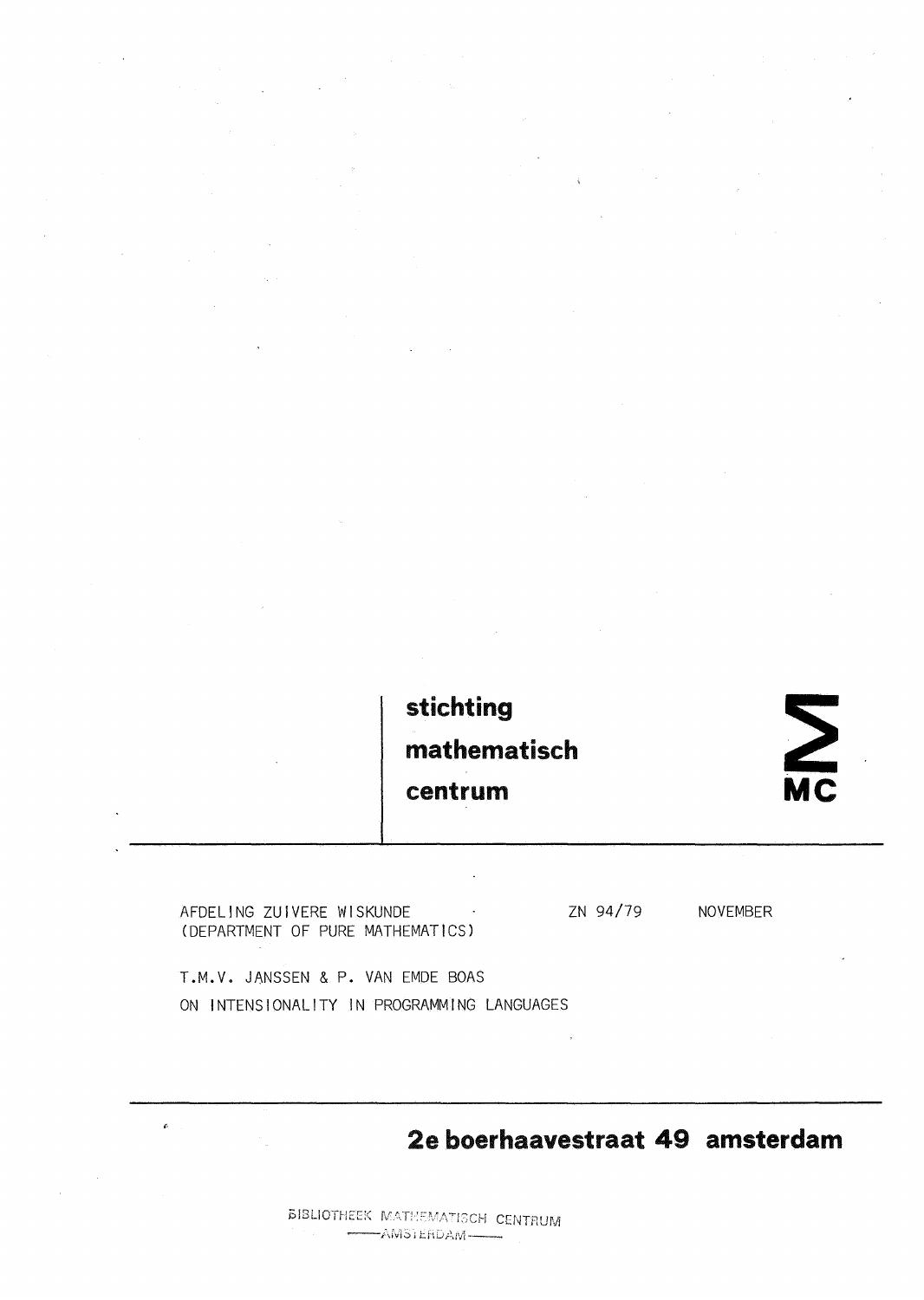**stichting**
**mathematisch**
**centrum**

MC

AFDELING ZUIVERE WISKUNDE (DEPARTMENT OF PURE MATHEMATICS)

ZN 94/79 NOVEMBER

T.M.V. JANSSEN & P. VAN EMDE BOAS

ON INTENSIONALITY IN PROGRAMMING LANGUAGES

**2e boerhaavestraat 49 amsterdam**

BIBLIOTHEEK MATHEMATISCH CENTRUM
AMSTERDAM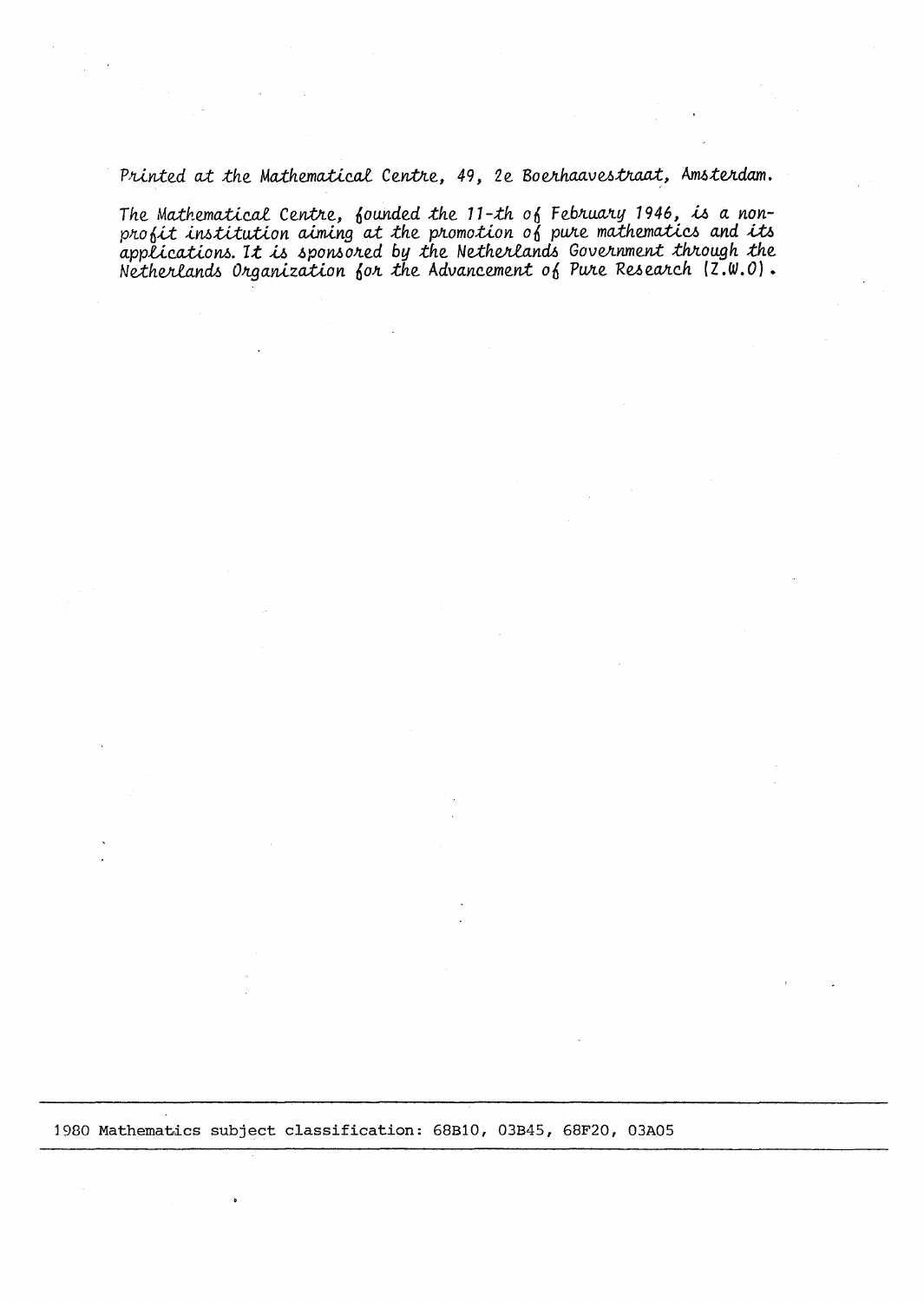*Printed at the Mathematical Centre, 49, 2e Boerhaavestraat, Amsterdam.*

*The Mathematical Centre, founded the 11-th of February 1946, is a non-profit institution aiming at the promotion of pure mathematics and its applications. It is sponsored by the Netherlands Government through the Netherlands Organization for the Advancement of Pure Research (Z.W.O).*

---

1980 Mathematics subject classification: 68B10, 03B45, 68F20, 03A05

---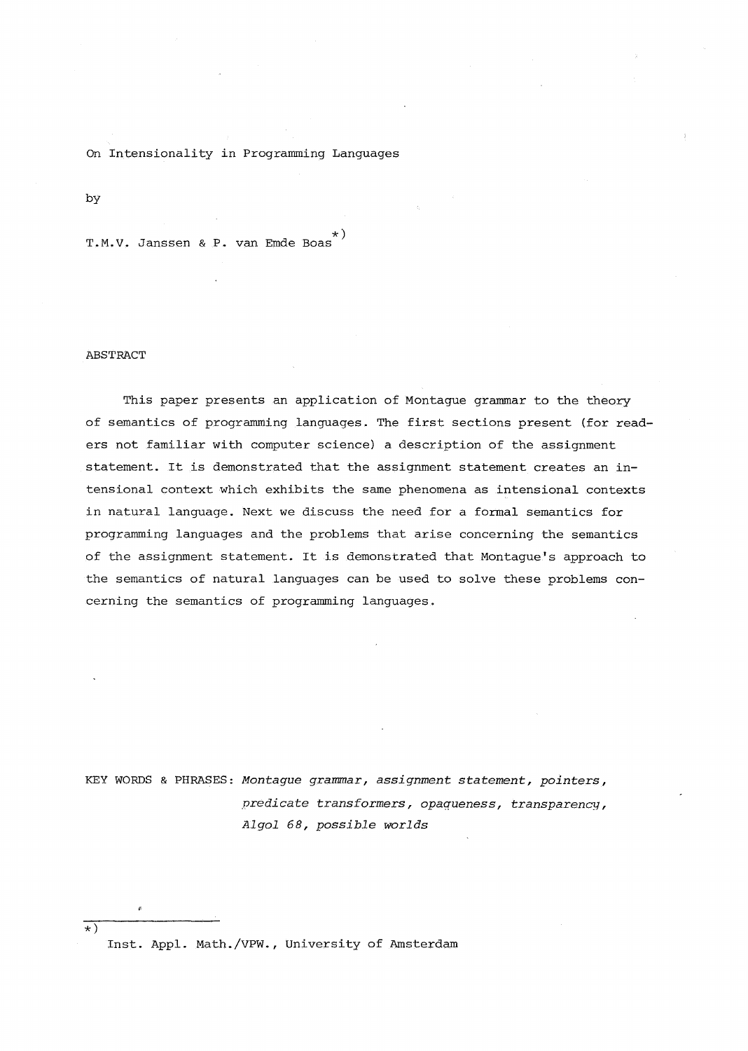# On Intensionality in Programming Languages

by

T.M.V. Janssen & P. van Emde Boas *)

ABSTRACT

This paper presents an application of Montague grammar to the theory of semantics of programming languages. The first sections present (for readers not familiar with computer science) a description of the assignment statement. It is demonstrated that the assignment statement creates an intensional context which exhibits the same phenomena as intensional contexts in natural language. Next we discuss the need for a formal semantics for programming languages and the problems that arise concerning the semantics of the assignment statement. It is demonstrated that Montague's approach to the semantics of natural languages can be used to solve these problems concerning the semantics of programming languages.

KEY WORDS & PHRASES: *Montague grammar, assignment statement, pointers, predicate transformers, opaqueness, transparency, Algol 68, possible worlds*

---

*) Inst. Appl. Math./VPW., University of Amsterdam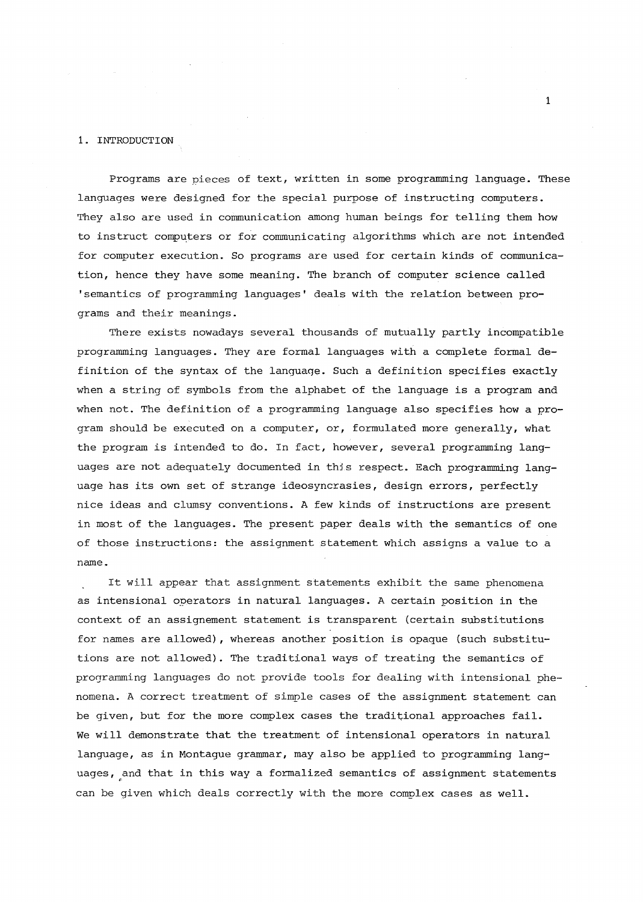# 1. INTRODUCTION

Programs are pieces of text, written in some programming language. These languages were designed for the special purpose of instructing computers. They also are used in communication among human beings for telling them how to instruct computers or for communicating algorithms which are not intended for computer execution. So programs are used for certain kinds of communication, hence they have some meaning. The branch of computer science called 'semantics of programming languages' deals with the relation between programs and their meanings.

There exists nowadays several thousands of mutually partly incompatible programming languages. They are formal languages with a complete formal definition of the syntax of the language. Such a definition specifies exactly when a string of symbols from the alphabet of the language is a program and when not. The definition of a programming language also specifies how a program should be executed on a computer, or, formulated more generally, what the program is intended to do. In fact, however, several programming languages are not adequately documented in this respect. Each programming language has its own set of strange ideosyncrasies, design errors, perfectly nice ideas and clumsy conventions. A few kinds of instructions are present in most of the languages. The present paper deals with the semantics of one of those instructions: the assignment statement which assigns a value to a name.

It will appear that assignment statements exhibit the same phenomena as intensional operators in natural languages. A certain position in the context of an assignement statement is transparent (certain substitutions for names are allowed), whereas another position is opaque (such substitutions are not allowed). The traditional ways of treating the semantics of programming languages do not provide tools for dealing with intensional phenomena. A correct treatment of simple cases of the assignment statement can be given, but for the more complex cases the traditional approaches fail. We will demonstrate that the treatment of intensional operators in natural language, as in Montague grammar, may also be applied to programming languages, and that in this way a formalized semantics of assignment statements can be given which deals correctly with the more complex cases as well.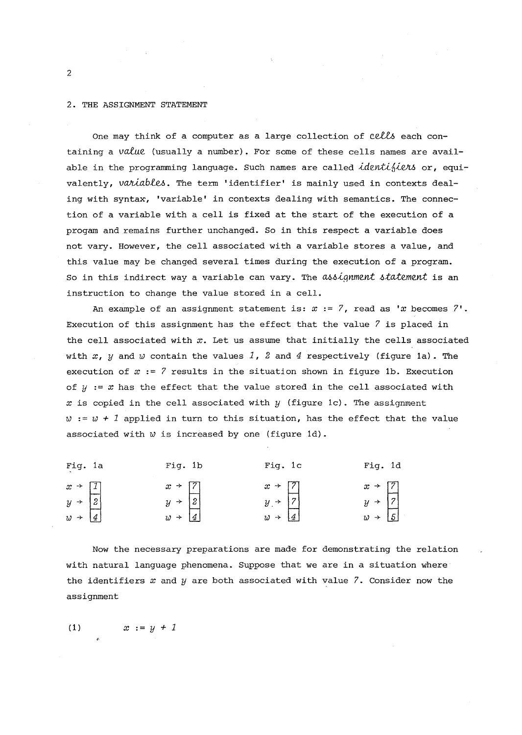## 2. THE ASSIGNMENT STATEMENT

One may think of a computer as a large collection of *cells* each containing a *value* (usually a number). For some of these cells names are available in the programming language. Such names are called *identifiers* or, equivalently, *variables*. The term 'identifier' is mainly used in contexts dealing with syntax, 'variable' in contexts dealing with semantics. The connection of a variable with a cell is fixed at the start of the execution of a progam and remains further unchanged. So in this respect a variable does not vary. However, the cell associated with a variable stores a value, and this value may be changed several times during the execution of a program. So in this indirect way a variable can vary. The *assignment statement* is an instruction to change the value stored in a cell.

An example of an assignment statement is: $x := 7$, read as '$x$ becomes $7$'. Execution of this assignment has the effect that the value $7$ is placed in the cell associated with $x$. Let us assume that initially the cells associated with $x$, $y$ and $w$ contain the values $1$, $2$ and $4$ respectively (figure 1a). The execution of $x := 7$ results in the situation shown in figure 1b. Execution of $y := x$ has the effect that the value stored in the cell associated with $x$ is copied in the cell associated with $y$ (figure 1c). The assignment $w := w + 1$ applied in turn to this situation, has the effect that the value associated with $w$ is increased by one (figure 1d).

| Fig. 1a | Fig. 1b | Fig. 1c | Fig. 1d |
|---|---|---|---|
| $x \to$ [1] | $x \to$ [7] | $x \to$ [7] | $x \to$ [7] |
| $y \to$ [2] | $y \to$ [2] | $y \to$ [7] | $y \to$ [7] |
| $w \to$ [4] | $w \to$ [4] | $w \to$ [4] | $w \to$ [5] |

Now the necessary preparations are made for demonstrating the relation with natural language phenomena. Suppose that we are in a situation where the identifiers $x$ and $y$ are both associated with value $7$. Consider now the assignment

$$(1) \qquad x := y + 1$$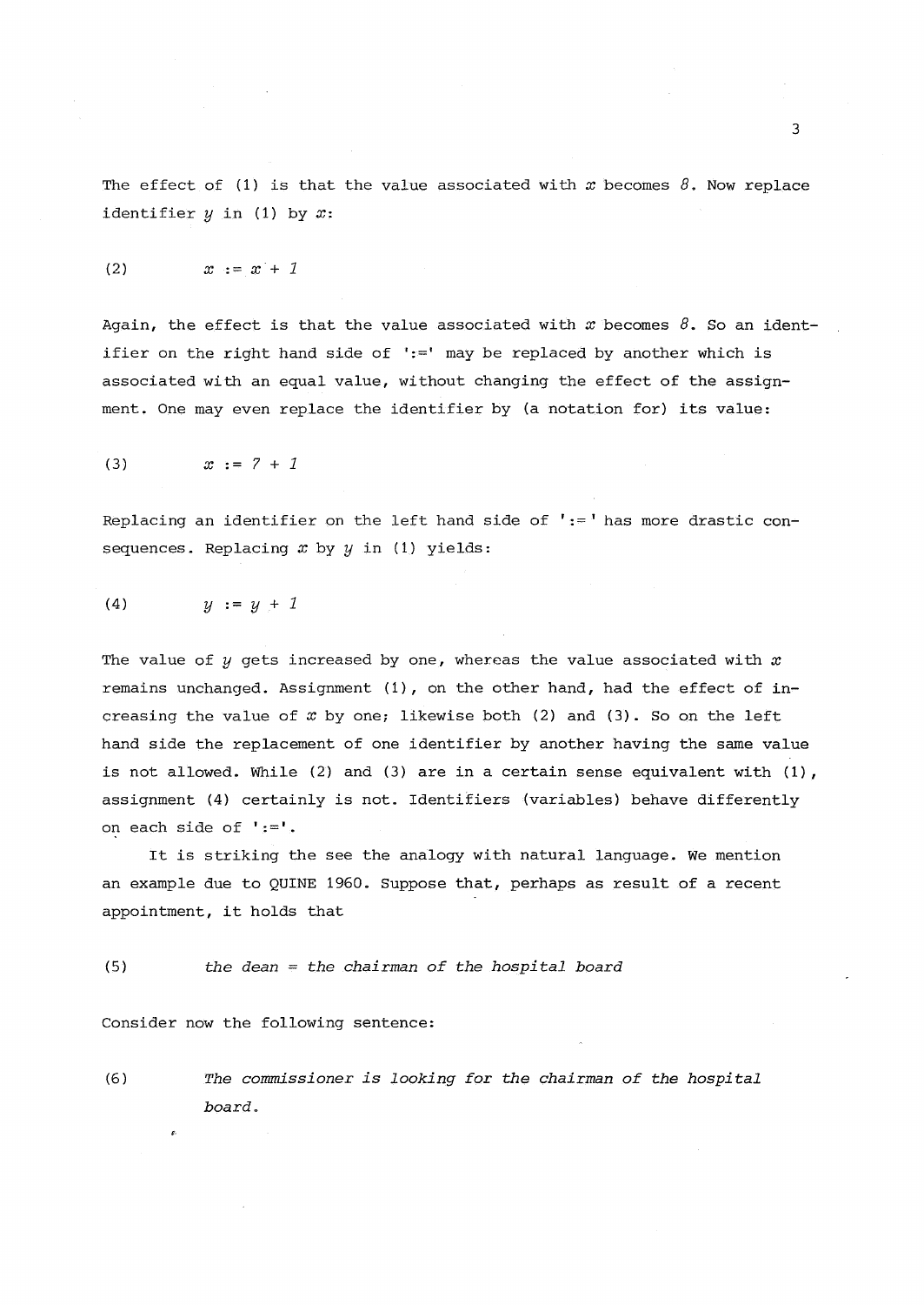The effect of (1) is that the value associated with $x$ becomes $8$. Now replace identifier $y$ in (1) by $x$:

$$(2) \qquad x := x + 1$$

Again, the effect is that the value associated with $x$ becomes $8$. So an identifier on the right hand side of ':=' may be replaced by another which is associated with an equal value, without changing the effect of the assignment. One may even replace the identifier by (a notation for) its value:

$$(3) \qquad x := 7 + 1$$

Replacing an identifier on the left hand side of ':=' has more drastic consequences. Replacing $x$ by $y$ in (1) yields:

$$(4) \qquad y := y + 1$$

The value of $y$ gets increased by one, whereas the value associated with $x$ remains unchanged. Assignment (1), on the other hand, had the effect of increasing the value of $x$ by one; likewise both (2) and (3). So on the left hand side the replacement of one identifier by another having the same value is not allowed. While (2) and (3) are in a certain sense equivalent with (1), assignment (4) certainly is not. Identifiers (variables) behave differently on each side of ':='.

It is striking the see the analogy with natural language. We mention an example due to QUINE 1960. Suppose that, perhaps as result of a recent appointment, it holds that

(5) *the dean = the chairman of the hospital board*

Consider now the following sentence:

(6) *The commissioner is looking for the chairman of the hospital board.*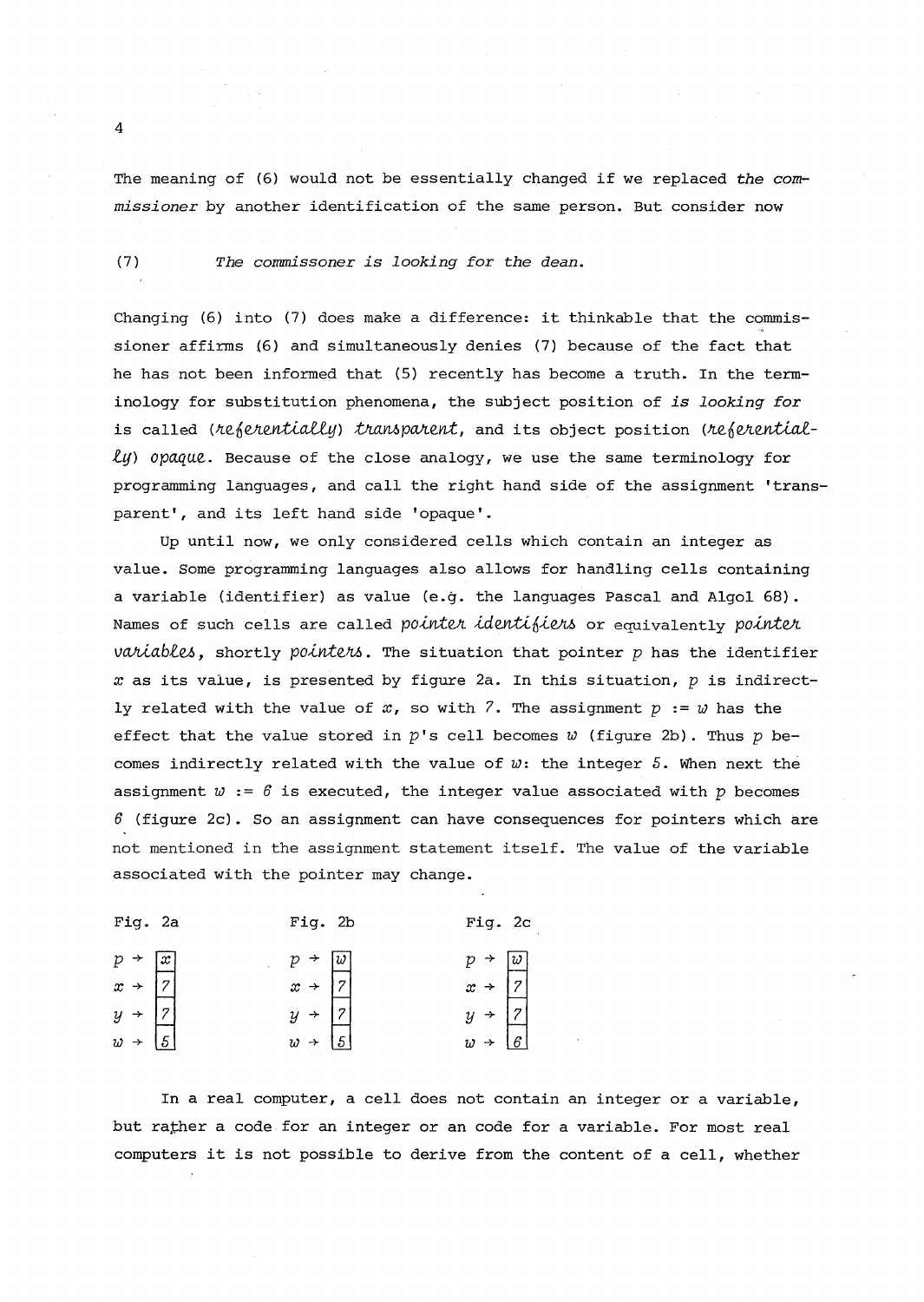The meaning of (6) would not be essentially changed if we replaced *the commissioner* by another identification of the same person. But consider now

(7) *The commissoner is looking for the dean.*

Changing (6) into (7) does make a difference: it thinkable that the commissioner affirms (6) and simultaneously denies (7) because of the fact that he has not been informed that (5) recently has become a truth. In the terminology for substitution phenomena, the subject position of *is looking for* is called (*referentially*) *transparent*, and its object position (*referentially*) *opaque*. Because of the close analogy, we use the same terminology for programming languages, and call the right hand side of the assignment 'transparent', and its left hand side 'opaque'.

Up until now, we only considered cells which contain an integer as value. Some programming languages also allows for handling cells containing a variable (identifier) as value (e.g. the languages Pascal and Algol 68). Names of such cells are called *pointer identifiers* or equivalently *pointer variables*, shortly *pointers*. The situation that pointer $p$ has the identifier $x$ as its value, is presented by figure 2a. In this situation, $p$ is indirectly related with the value of $x$, so with $7$. The assignment $p := w$ has the effect that the value stored in $p$'s cell becomes $w$ (figure 2b). Thus $p$ becomes indirectly related with the value of $w$: the integer $5$. When next the assignment $w := 6$ is executed, the integer value associated with $p$ becomes $6$ (figure 2c). So an assignment can have consequences for pointers which are not mentioned in the assignment statement itself. The value of the variable associated with the pointer may change.

| Fig. 2a | Fig. 2b | Fig. 2c |
|---|---|---|
| $p \rightarrow$ [$x$] | $p \rightarrow$ [$w$] | $p \rightarrow$ [$w$] |
| $x \rightarrow$ [$7$] | $x \rightarrow$ [$7$] | $x \rightarrow$ [$7$] |
| $y \rightarrow$ [$7$] | $y \rightarrow$ [$7$] | $y \rightarrow$ [$7$] |
| $w \rightarrow$ [$5$] | $w \rightarrow$ [$5$] | $w \rightarrow$ [$6$] |

In a real computer, a cell does not contain an integer or a variable, but rather a code for an integer or an code for a variable. For most real computers it is not possible to derive from the content of a cell, whether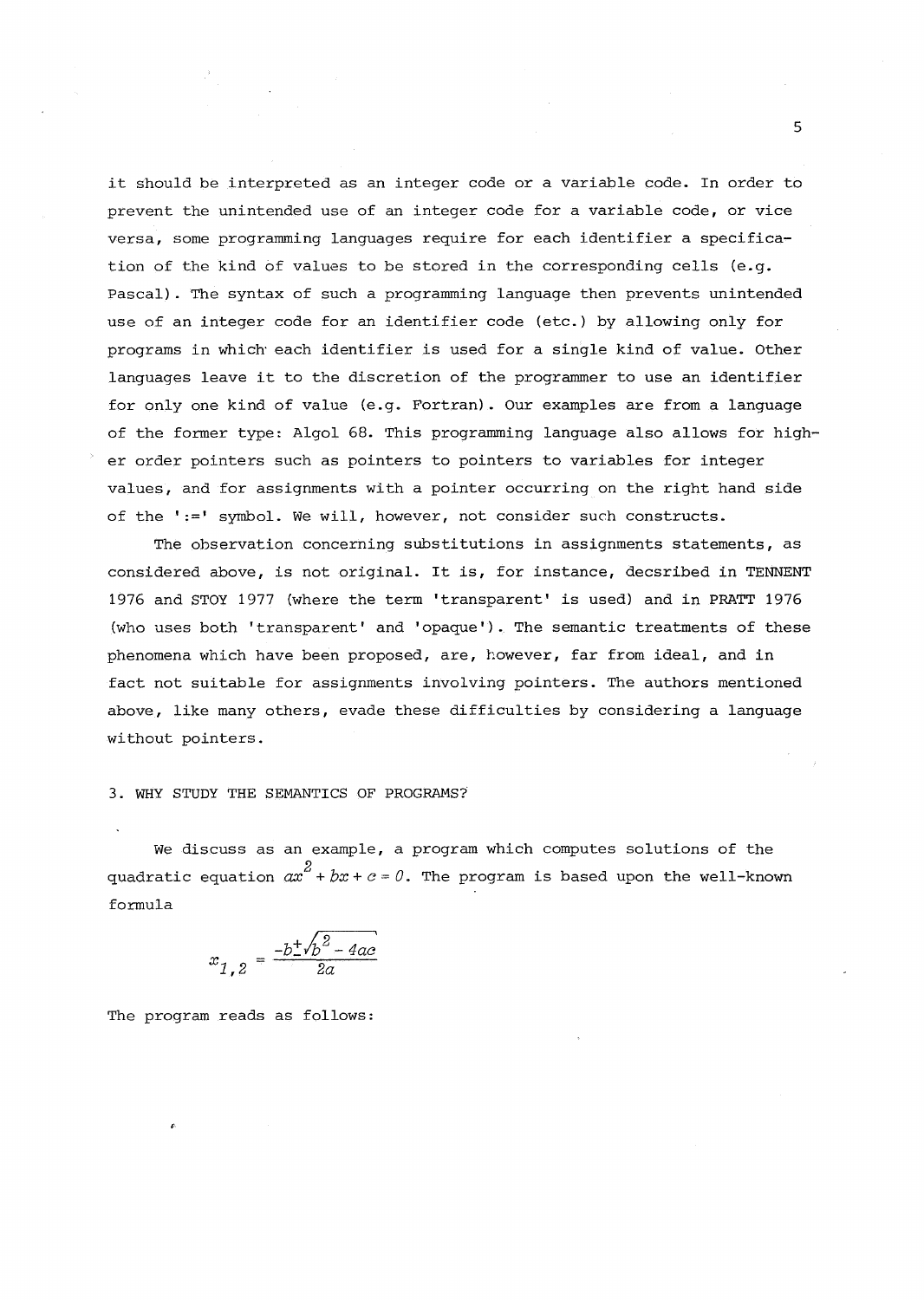it should be interpreted as an integer code or a variable code. In order to prevent the unintended use of an integer code for a variable code, or vice versa, some programming languages require for each identifier a specification of the kind of values to be stored in the corresponding cells (e.g. Pascal). The syntax of such a programming language then prevents unintended use of an integer code for an identifier code (etc.) by allowing only for programs in which each identifier is used for a single kind of value. Other languages leave it to the discretion of the programmer to use an identifier for only one kind of value (e.g. Fortran). Our examples are from a language of the former type: Algol 68. This programming language also allows for higher order pointers such as pointers to pointers to variables for integer values, and for assignments with a pointer occurring on the right hand side of the ':=' symbol. We will, however, not consider such constructs.

The observation concerning substitutions in assignments statements, as considered above, is not original. It is, for instance, decsribed in TENNENT 1976 and STOY 1977 (where the term 'transparent' is used) and in PRATT 1976 (who uses both 'transparent' and 'opaque'). The semantic treatments of these phenomena which have been proposed, are, however, far from ideal, and in fact not suitable for assignments involving pointers. The authors mentioned above, like many others, evade these difficulties by considering a language without pointers.

## 3. WHY STUDY THE SEMANTICS OF PROGRAMS?

We discuss as an example, a program which computes solutions of the quadratic equation $ax^2 + bx + c = 0$. The program is based upon the well-known formula

$$x_{1,2} = \frac{-b \pm \sqrt{b^2 - 4ac}}{2a}$$

The program reads as follows: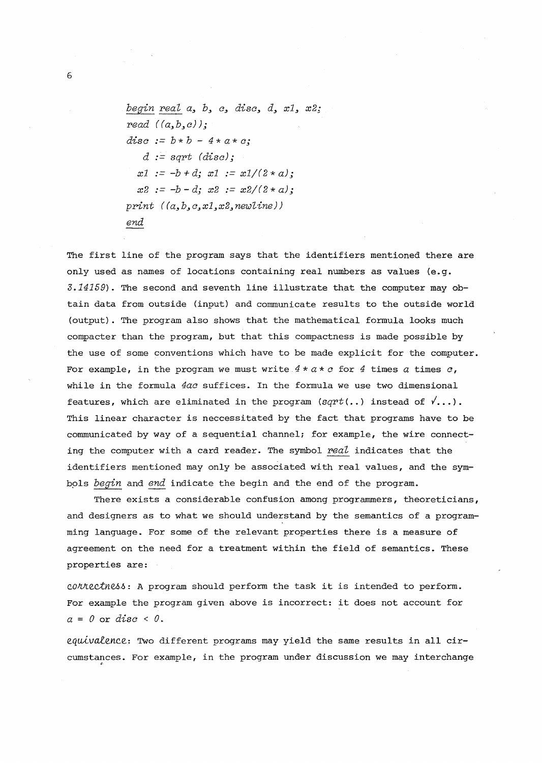```
begin real a, b, c, disc, d, x1, x2;
read ((a,b,c));
disc := b * b - 4 * a * c;
   d := sqrt (disc);
  x1 := -b + d; x1 := x1/(2 * a);
  x2 := -b - d; x2 := x2/(2 * a);
print ((a,b,c,x1,x2,newline))
end
```

The first line of the program says that the identifiers mentioned there are only used as names of locations containing real numbers as values (e.g. *3.14159*). The second and seventh line illustrate that the computer may obtain data from outside (input) and communicate results to the outside world (output). The program also shows that the mathematical formula looks much compacter than the program, but that this compactness is made possible by the use of some conventions which have to be made explicit for the computer. For example, in the program we must write $4 * a * c$ for $4$ times $a$ times $c$, while in the formula $4ac$ suffices. In the formula we use two dimensional features, which are eliminated in the program (*sqrt*(..) instead of $\sqrt{\ldots}$). This linear character is neccessitated by the fact that programs have to be communicated by way of a sequential channel; for example, the wire connecting the computer with a card reader. The symbol *real* indicates that the identifiers mentioned may only be associated with real values, and the symbols *begin* and *end* indicate the begin and the end of the program.

There exists a considerable confusion among programmers, theoreticians, and designers as to what we should understand by the semantics of a programming language. For some of the relevant properties there is a measure of agreement on the need for a treatment within the field of semantics. These properties are:

*correctness*: A program should perform the task it is intended to perform. For example the program given above is incorrect: it does not account for $a = 0$ or $disc < 0$.

*equivalence*: Two different programs may yield the same results in all circumstances. For example, in the program under discussion we may interchange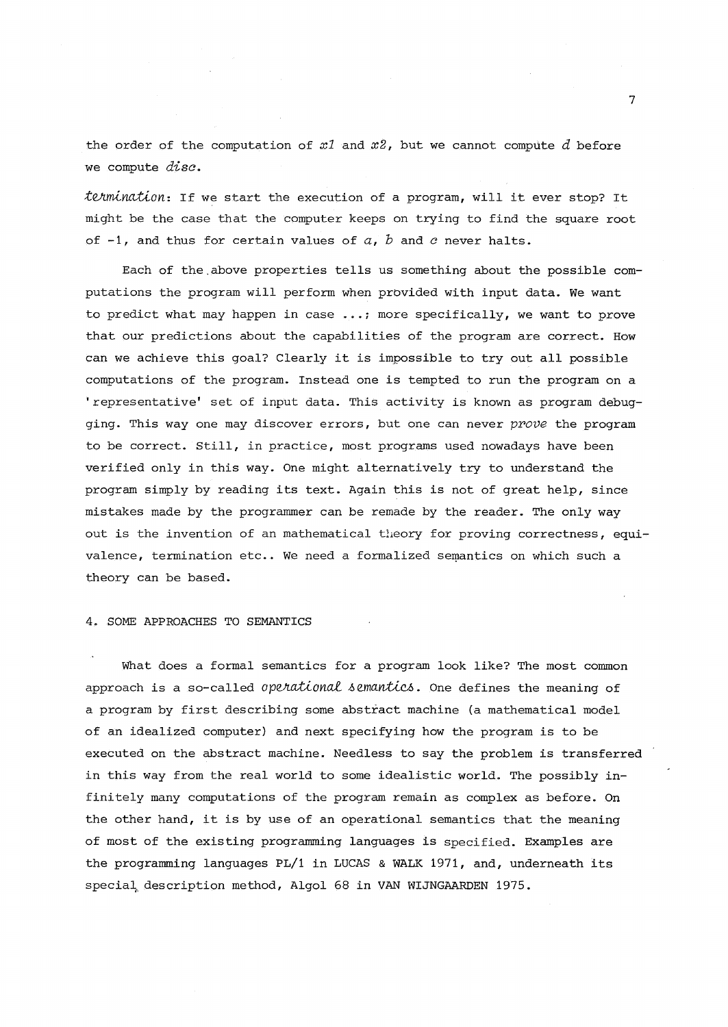the order of the computation of $x1$ and $x2$, but we cannot compute $d$ before we compute *disc*.

*termination*: If we start the execution of a program, will it ever stop? It might be the case that the computer keeps on trying to find the square root of -1, and thus for certain values of $a$, $b$ and $c$ never halts.

Each of the above properties tells us something about the possible computations the program will perform when provided with input data. We want to predict what may happen in case ...; more specifically, we want to prove that our predictions about the capabilities of the program are correct. How can we achieve this goal? Clearly it is impossible to try out all possible computations of the program. Instead one is tempted to run the program on a 'representative' set of input data. This activity is known as program debugging. This way one may discover errors, but one can never *prove* the program to be correct. Still, in practice, most programs used nowadays have been verified only in this way. One might alternatively try to understand the program simply by reading its text. Again this is not of great help, since mistakes made by the programmer can be remade by the reader. The only way out is the invention of an mathematical theory for proving correctness, equivalence, termination etc.. We need a formalized semantics on which such a theory can be based.

## 4. SOME APPROACHES TO SEMANTICS

What does a formal semantics for a program look like? The most common approach is a so-called *operational semantics*. One defines the meaning of a program by first describing some abstract machine (a mathematical model of an idealized computer) and next specifying how the program is to be executed on the abstract machine. Needless to say the problem is transferred in this way from the real world to some idealistic world. The possibly infinitely many computations of the program remain as complex as before. On the other hand, it is by use of an operational semantics that the meaning of most of the existing programming languages is specified. Examples are the programming languages PL/1 in LUCAS & WALK 1971, and, underneath its special description method, Algol 68 in VAN WIJNGAARDEN 1975.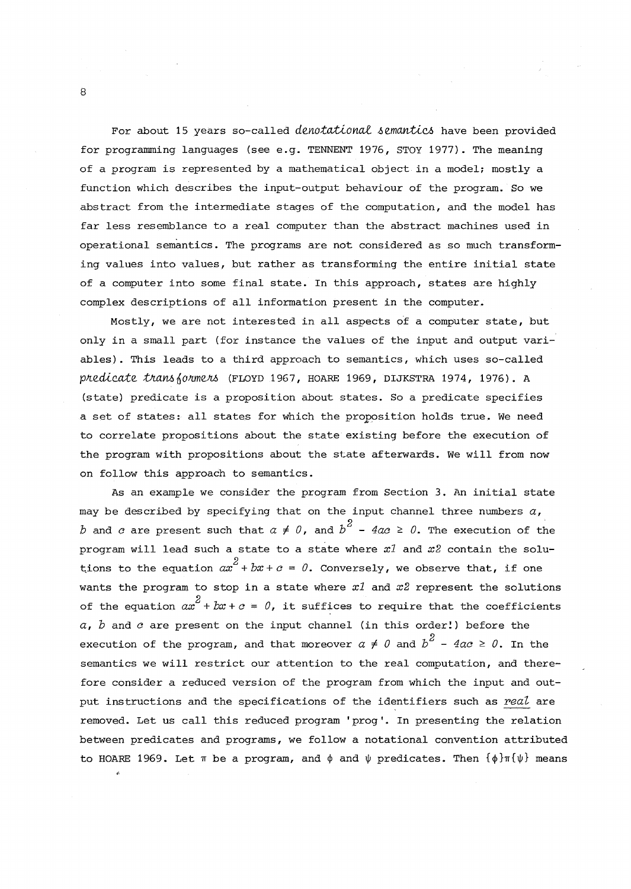For about 15 years so-called *denotational semantics* have been provided for programming languages (see e.g. TENNENT 1976, STOY 1977). The meaning of a program is represented by a mathematical object in a model; mostly a function which describes the input-output behaviour of the program. So we abstract from the intermediate stages of the computation, and the model has far less resemblance to a real computer than the abstract machines used in operational semantics. The programs are not considered as so much transforming values into values, but rather as transforming the entire initial state of a computer into some final state. In this approach, states are highly complex descriptions of all information present in the computer.

Mostly, we are not interested in all aspects of a computer state, but only in a small part (for instance the values of the input and output variables). This leads to a third approach to semantics, which uses so-called *predicate transformers* (FLOYD 1967, HOARE 1969, DIJKSTRA 1974, 1976). A (state) predicate is a proposition about states. So a predicate specifies a set of states: all states for which the proposition holds true. We need to correlate propositions about the state existing before the execution of the program with propositions about the state afterwards. We will from now on follow this approach to semantics.

As an example we consider the program from Section 3. An initial state may be described by specifying that on the input channel three numbers $a$, $b$ and $c$ are present such that $a \neq 0$, and $b^2 - 4ac \geq 0$. The execution of the program will lead such a state to a state where $x1$ and $x2$ contain the solutions to the equation $ax^2 + bx + c = 0$. Conversely, we observe that, if one wants the program to stop in a state where $x1$ and $x2$ represent the solutions of the equation $ax^2 + bx + c = 0$, it suffices to require that the coefficients $a$, $b$ and $c$ are present on the input channel (in this order!) before the execution of the program, and that moreover $a \neq 0$ and $b^2 - 4ac \geq 0$. In the semantics we will restrict our attention to the real computation, and therefore consider a reduced version of the program from which the input and output instructions and the specifications of the identifiers such as real are removed. Let us call this reduced program 'prog'. In presenting the relation between predicates and programs, we follow a notational convention attributed to HOARE 1969. Let $\pi$ be a program, and $\phi$ and $\psi$ predicates. Then $\{\phi\}\pi\{\psi\}$ means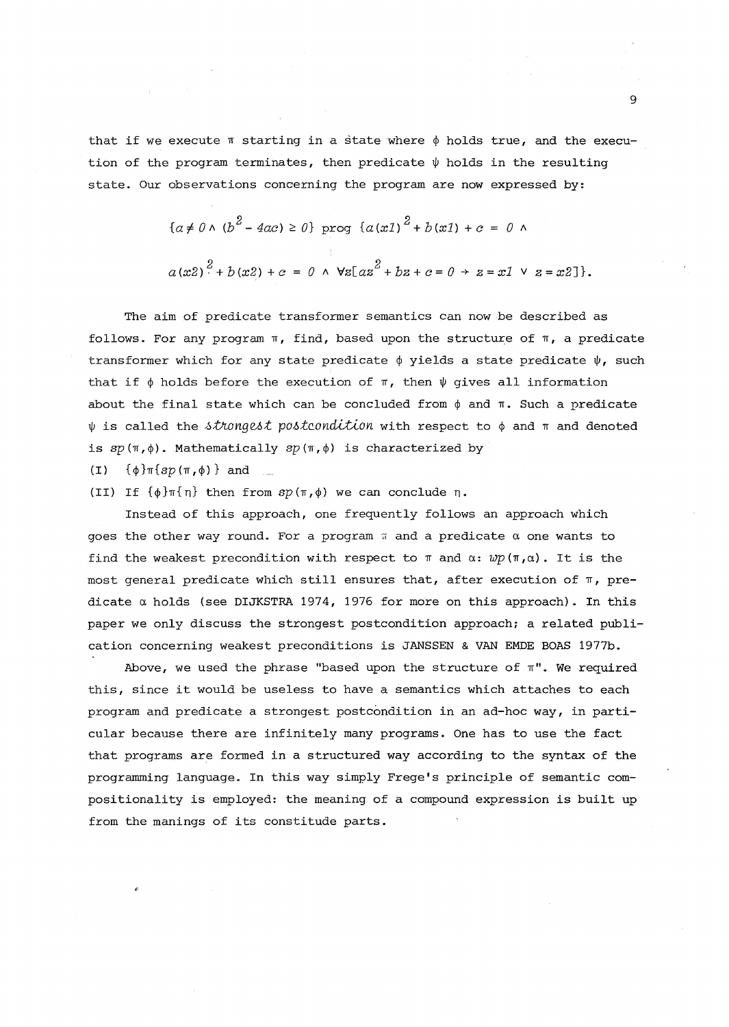that if we execute $\pi$ starting in a state where $\phi$ holds true, and the execution of the program terminates, then predicate $\psi$ holds in the resulting state. Our observations concerning the program are now expressed by:

$$\{a \neq 0 \wedge (b^2 - 4ac) \geq 0\} \text{ prog } \{a(x1)^2 + b(x1) + c = 0 \wedge$$

$$a(x2)^2 + b(x2) + c = 0 \wedge \forall z[az^2 + bz + c = 0 \rightarrow z = x1 \vee z = x2]\}.$$

The aim of predicate transformer semantics can now be described as follows. For any program $\pi$, find, based upon the structure of $\pi$, a predicate transformer which for any state predicate $\phi$ yields a state predicate $\psi$, such that if $\phi$ holds before the execution of $\pi$, then $\psi$ gives all information about the final state which can be concluded from $\phi$ and $\pi$. Such a predicate $\psi$ is called the *strongest postcondition* with respect to $\phi$ and $\pi$ and denoted is $sp(\pi,\phi)$. Mathematically $sp(\pi,\phi)$ is characterized by

(I) $\{\phi\}\pi\{sp(\pi,\phi)\}$ and

(II) If $\{\phi\}\pi\{\eta\}$ then from $sp(\pi,\phi)$ we can conclude $\eta$.

Instead of this approach, one frequently follows an approach which goes the other way round. For a program $\pi$ and a predicate $\alpha$ one wants to find the weakest precondition with respect to $\pi$ and $\alpha$: $wp(\pi,\alpha)$. It is the most general predicate which still ensures that, after execution of $\pi$, predicate $\alpha$ holds (see DIJKSTRA 1974, 1976 for more on this approach). In this paper we only discuss the strongest postcondition approach; a related publication concerning weakest preconditions is JANSSEN & VAN EMDE BOAS 1977b.

Above, we used the phrase "based upon the structure of $\pi$". We required this, since it would be useless to have a semantics which attaches to each program and predicate a strongest postcondition in an ad-hoc way, in particular because there are infinitely many programs. One has to use the fact that programs are formed in a structured way according to the syntax of the programming language. In this way simply Frege's principle of semantic compositionality is employed: the meaning of a compound expression is built up from the manings of its constitude parts.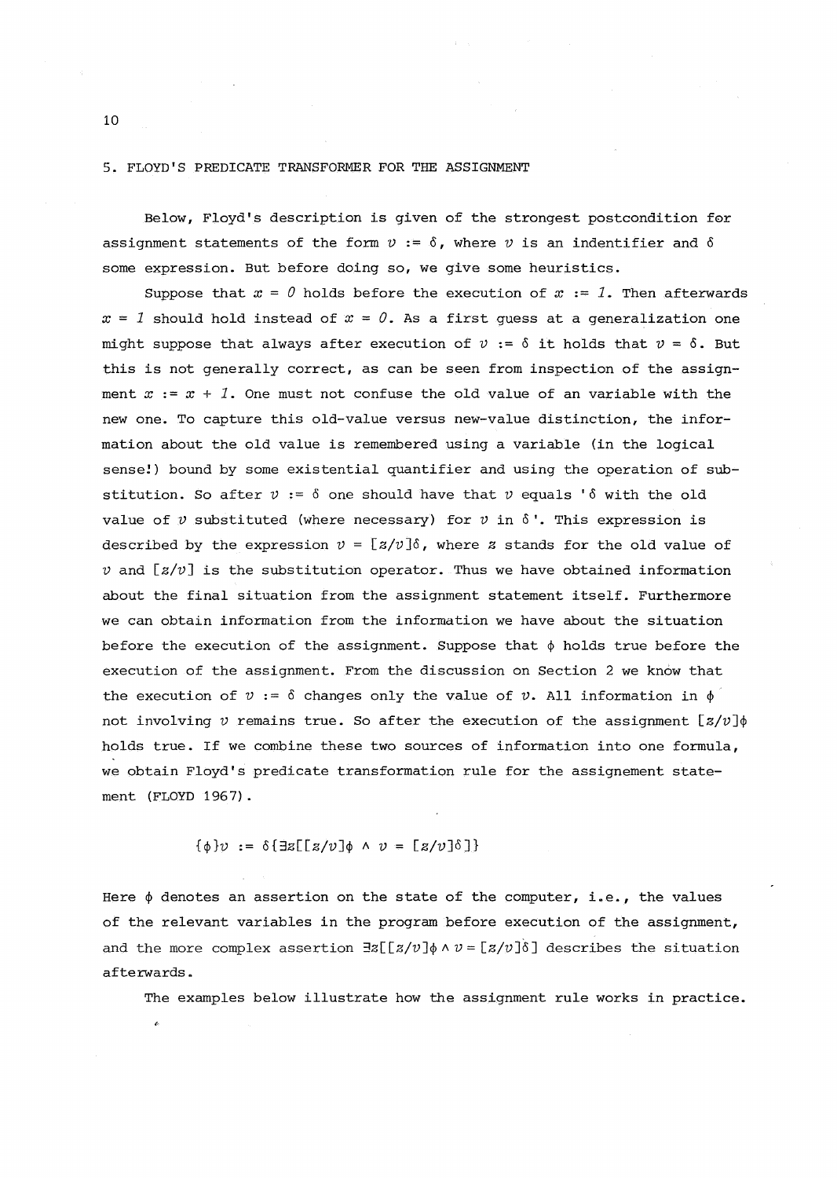## 5. FLOYD'S PREDICATE TRANSFORMER FOR THE ASSIGNMENT

Below, Floyd's description is given of the strongest postcondition for assignment statements of the form $v := \delta$, where $v$ is an indentifier and $\delta$ some expression. But before doing so, we give some heuristics.

Suppose that $x = 0$ holds before the execution of $x := 1$. Then afterwards $x = 1$ should hold instead of $x = 0$. As a first guess at a generalization one might suppose that always after execution of $v := \delta$ it holds that $v = \delta$. But this is not generally correct, as can be seen from inspection of the assignment $x := x + 1$. One must not confuse the old value of an variable with the new one. To capture this old-value versus new-value distinction, the information about the old value is remembered using a variable (in the logical sense!) bound by some existential quantifier and using the operation of substitution. So after $v := \delta$ one should have that $v$ equals '$\delta$ with the old value of $v$ substituted (where necessary) for $v$ in $\delta$'. This expression is described by the expression $v = [z/v]\delta$, where $z$ stands for the old value of $v$ and $[z/v]$ is the substitution operator. Thus we have obtained information about the final situation from the assignment statement itself. Furthermore we can obtain information from the information we have about the situation before the execution of the assignment. Suppose that $\phi$ holds true before the execution of the assignment. From the discussion on Section 2 we know that the execution of $v := \delta$ changes only the value of $v$. All information in $\phi$ not involving $v$ remains true. So after the execution of the assignment $[z/v]\phi$ holds true. If we combine these two sources of information into one formula, we obtain Floyd's predicate transformation rule for the assignement statement (FLOYD 1967).

$$\{\phi\}v := \delta\{\exists z[[z/v]\phi \wedge v = [z/v]\delta]\}$$

Here $\phi$ denotes an assertion on the state of the computer, i.e., the values of the relevant variables in the program before execution of the assignment, and the more complex assertion $\exists z[[z/v]\phi \wedge v = [z/v]\delta]$ describes the situation afterwards.

The examples below illustrate how the assignment rule works in practice.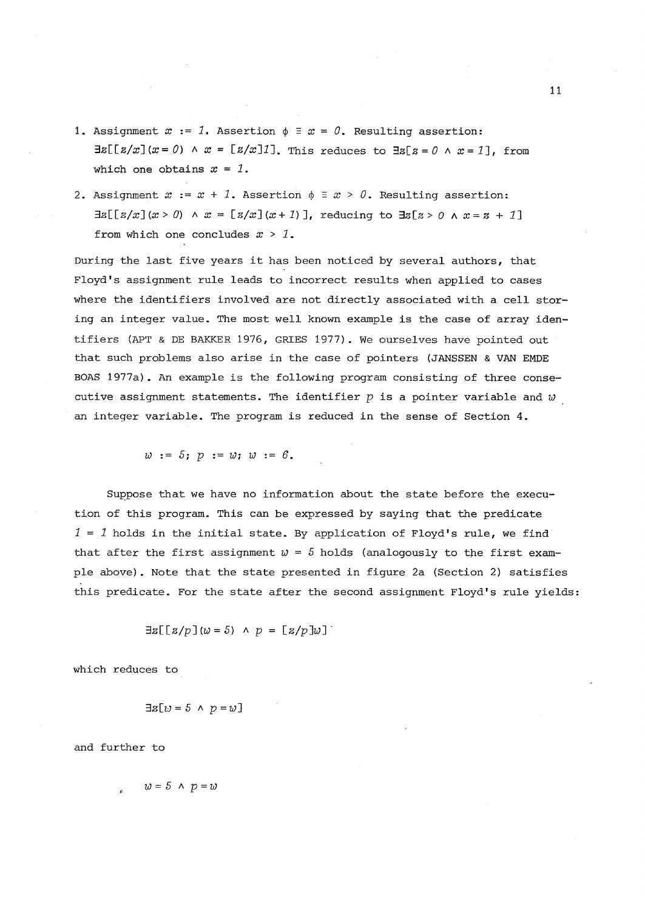1. Assignment $x := 1$. Assertion $\phi \equiv x = 0$. Resulting assertion: $\exists z[[z/x](x=0) \wedge x = [z/x]1]$. This reduces to $\exists z[z=0 \wedge x=1]$, from which one obtains $x = 1$.

2. Assignment $x := x + 1$. Assertion $\phi \equiv x > 0$. Resulting assertion: $\exists z[[z/x](x>0) \wedge x = [z/x](x+1)]$, reducing to $\exists z[z>0 \wedge x=z+1]$ from which one concludes $x > 1$.

During the last five years it has been noticed by several authors, that Floyd's assignment rule leads to incorrect results when applied to cases where the identifiers involved are not directly associated with a cell storing an integer value. The most well known example is the case of array identifiers (APT & DE BAKKER 1976, GRIES 1977). We ourselves have pointed out that such problems also arise in the case of pointers (JANSSEN & VAN EMDE BOAS 1977a). An example is the following program consisting of three consecutive assignment statements. The identifier $p$ is a pointer variable and $w$ an integer variable. The program is reduced in the sense of Section 4.

$$w := 5;\ p := w;\ w := 6.$$

Suppose that we have no information about the state before the execution of this program. This can be expressed by saying that the predicate $1 = 1$ holds in the initial state. By application of Floyd's rule, we find that after the first assignment $w = 5$ holds (analogously to the first example above). Note that the state presented in figure 2a (Section 2) satisfies this predicate. For the state after the second assignment Floyd's rule yields:

$$\exists z[[z/p](w=5) \wedge p = [z/p]w]$$

which reduces to

$$\exists z[w=5 \wedge p=w]$$

and further to

$$w=5 \wedge p=w$$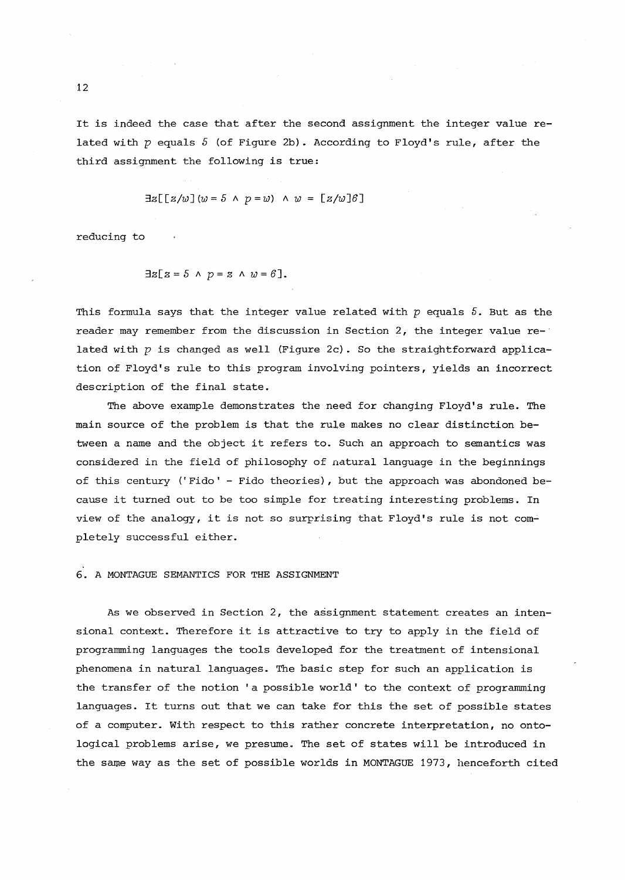It is indeed the case that after the second assignment the integer value related with $p$ equals $5$ (of Figure 2b). According to Floyd's rule, after the third assignment the following is true:

$$\exists z[[z/w](w=5 \wedge p=w) \wedge w=[z/w]6]$$

reducing to

$$\exists z[z=5 \wedge p=z \wedge w=6].$$

This formula says that the integer value related with $p$ equals $5$. But as the reader may remember from the discussion in Section 2, the integer value related with $p$ is changed as well (Figure 2c). So the straightforward application of Floyd's rule to this program involving pointers, yields an incorrect description of the final state.

The above example demonstrates the need for changing Floyd's rule. The main source of the problem is that the rule makes no clear distinction between a name and the object it refers to. Such an approach to semantics was considered in the field of philosophy of natural language in the beginnings of this century ('Fido' - Fido theories), but the approach was abondoned because it turned out to be too simple for treating interesting problems. In view of the analogy, it is not so surprising that Floyd's rule is not completely successful either.

## 6. A MONTAGUE SEMANTICS FOR THE ASSIGNMENT

As we observed in Section 2, the assignment statement creates an intensional context. Therefore it is attractive to try to apply in the field of programming languages the tools developed for the treatment of intensional phenomena in natural languages. The basic step for such an application is the transfer of the notion 'a possible world' to the context of programming languages. It turns out that we can take for this the set of possible states of a computer. With respect to this rather concrete interpretation, no ontological problems arise, we presume. The set of states will be introduced in the same way as the set of possible worlds in MONTAGUE 1973, henceforth cited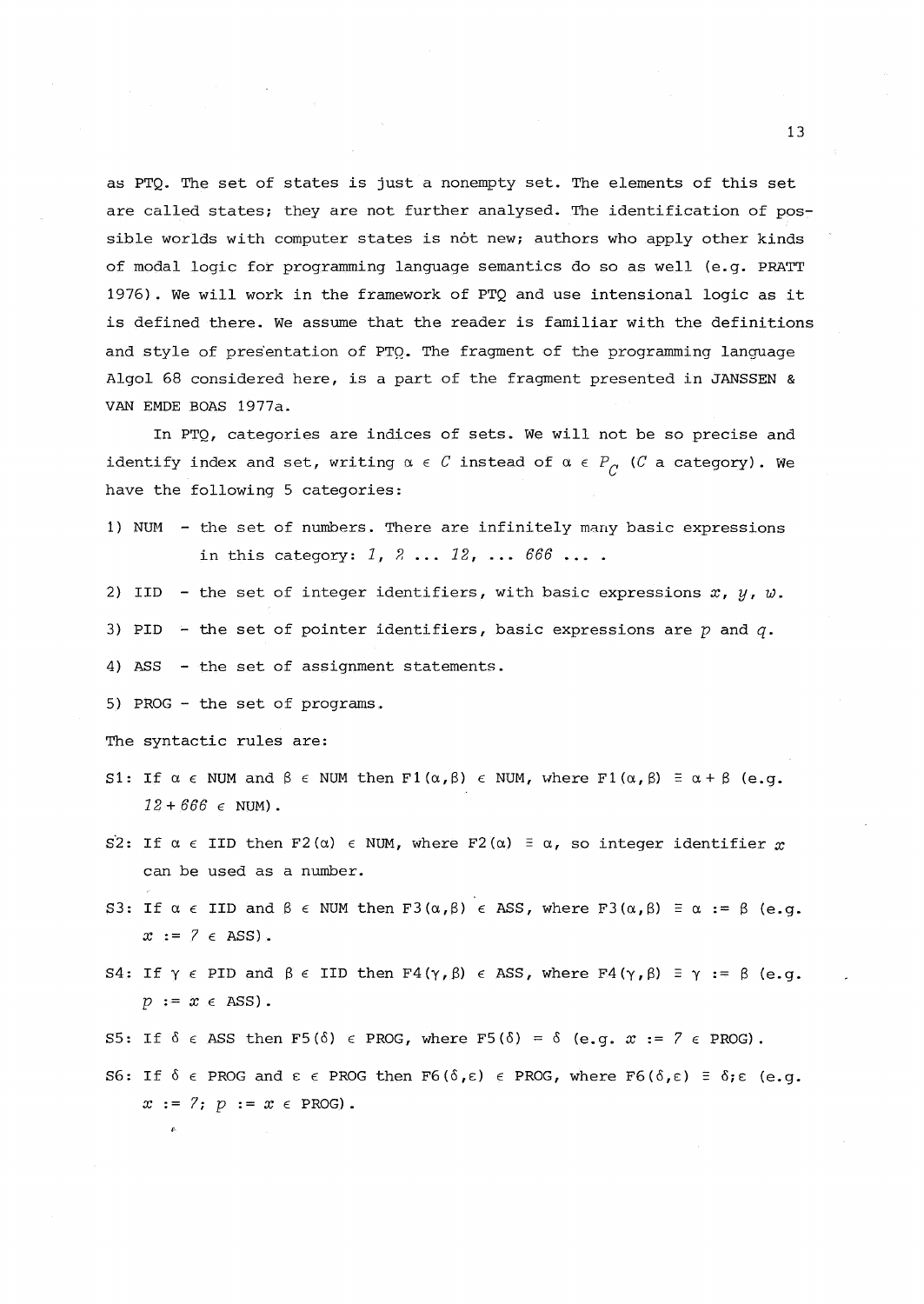as PTQ. The set of states is just a nonempty set. The elements of this set are called states; they are not further analysed. The identification of possible worlds with computer states is not new; authors who apply other kinds of modal logic for programming language semantics do so as well (e.g. PRATT 1976). We will work in the framework of PTQ and use intensional logic as it is defined there. We assume that the reader is familiar with the definitions and style of presentation of PTQ. The fragment of the programming language Algol 68 considered here, is a part of the fragment presented in JANSSEN & VAN EMDE BOAS 1977a.

In PTQ, categories are indices of sets. We will not be so precise and identify index and set, writing $\alpha \in C$ instead of $\alpha \in P_C$ ($C$ a category). We have the following 5 categories:

1) NUM - the set of numbers. There are infinitely many basic expressions in this category: *1*, *2* ... *12*, ... *666* ... .
2) IID - the set of integer identifiers, with basic expressions $x$, $y$, $w$.
3) PID - the set of pointer identifiers, basic expressions are $p$ and $q$.
4) ASS - the set of assignment statements.
5) PROG - the set of programs.

The syntactic rules are:

S1: If $\alpha \in$ NUM and $\beta \in$ NUM then $F1(\alpha,\beta) \in$ NUM, where $F1(\alpha,\beta) \equiv \alpha + \beta$ (e.g. $12 + 666 \in$ NUM).

S2: If $\alpha \in$ IID then $F2(\alpha) \in$ NUM, where $F2(\alpha) \equiv \alpha$, so integer identifier $x$ can be used as a number.

S3: If $\alpha \in$ IID and $\beta \in$ NUM then $F3(\alpha,\beta) \in$ ASS, where $F3(\alpha,\beta) \equiv \alpha := \beta$ (e.g. $x := 7 \in$ ASS).

S4: If $\gamma \in$ PID and $\beta \in$ IID then $F4(\gamma,\beta) \in$ ASS, where $F4(\gamma,\beta) \equiv \gamma := \beta$ (e.g. $p := x \in$ ASS).

S5: If $\delta \in$ ASS then $F5(\delta) \in$ PROG, where $F5(\delta) = \delta$ (e.g. $x := 7 \in$ PROG).

S6: If $\delta \in$ PROG and $\varepsilon \in$ PROG then $F6(\delta,\varepsilon) \in$ PROG, where $F6(\delta,\varepsilon) \equiv \delta;\varepsilon$ (e.g. $x := 7;\ p := x \in$ PROG).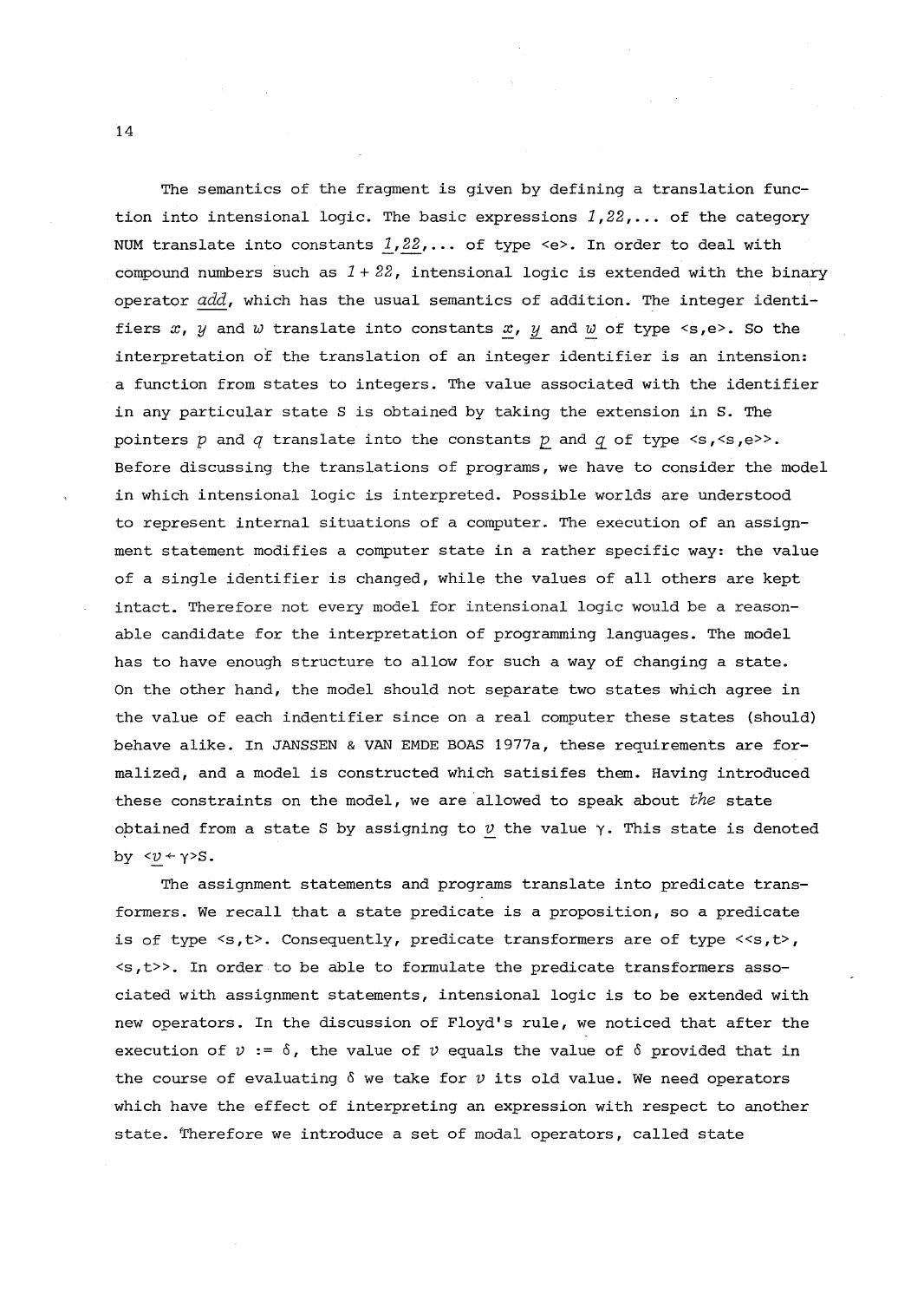The semantics of the fragment is given by defining a translation function into intensional logic. The basic expressions *1*,*22*,... of the category NUM translate into constants $\underline{1}$,$\underline{22}$,... of type <e>. In order to deal with compound numbers such as *1* + *22*, intensional logic is extended with the binary operator *add*, which has the usual semantics of addition. The integer identifiers *x*, *y* and *w* translate into constants $\underline{x}$, $\underline{y}$ and $\underline{w}$ of type <s,e>. So the interpretation of the translation of an integer identifier is an intension: a function from states to integers. The value associated with the identifier in any particular state S is obtained by taking the extension in S. The pointers *p* and *q* translate into the constants $\underline{p}$ and $\underline{q}$ of type <s,<s,e>>. Before discussing the translations of programs, we have to consider the model in which intensional logic is interpreted. Possible worlds are understood to represent internal situations of a computer. The execution of an assignment statement modifies a computer state in a rather specific way: the value of a single identifier is changed, while the values of all others are kept intact. Therefore not every model for intensional logic would be a reasonable candidate for the interpretation of programming languages. The model has to have enough structure to allow for such a way of changing a state. On the other hand, the model should not separate two states which agree in the value of each indentifier since on a real computer these states (should) behave alike. In JANSSEN & VAN EMDE BOAS 1977a, these requirements are formalized, and a model is constructed which satisifes them. Having introduced these constraints on the model, we are allowed to speak about *the* state obtained from a state S by assigning to $\underline{v}$ the value $\gamma$. This state is denoted by $<\underline{v} \leftarrow \gamma>$S.

The assignment statements and programs translate into predicate transformers. We recall that a state predicate is a proposition, so a predicate is of type <s,t>. Consequently, predicate transformers are of type <<s,t>, <s,t>>. In order to be able to formulate the predicate transformers associated with assignment statements, intensional logic is to be extended with new operators. In the discussion of Floyd's rule, we noticed that after the execution of $v := \delta$, the value of $v$ equals the value of $\delta$ provided that in the course of evaluating $\delta$ we take for $v$ its old value. We need operators which have the effect of interpreting an expression with respect to another state. Therefore we introduce a set of modal operators, called state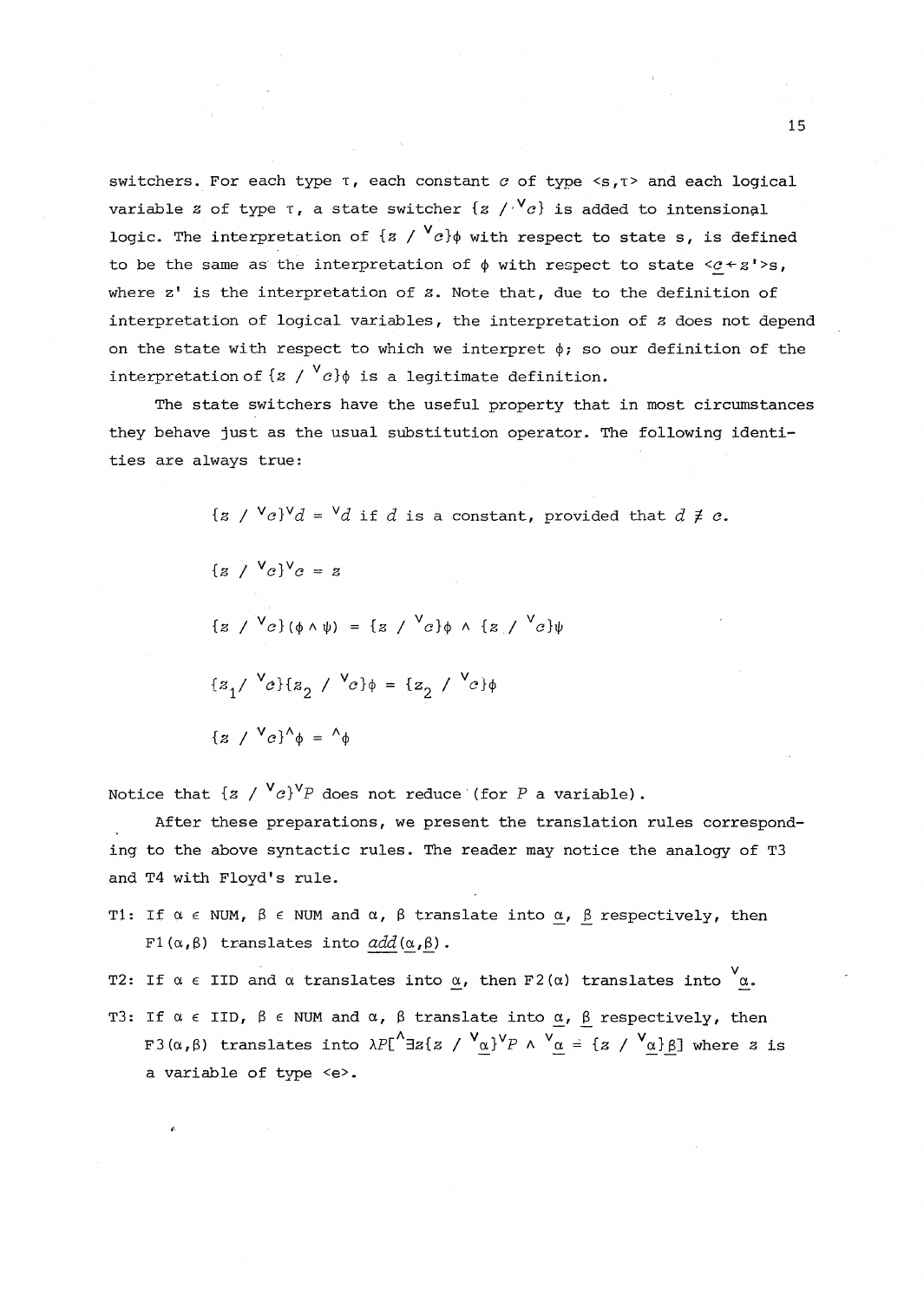switchers. For each type $\tau$, each constant $c$ of type $\langle s,\tau\rangle$ and each logical variable $z$ of type $\tau$, a state switcher $\{z\ /\ {}^{\vee}c\}$ is added to intensional logic. The interpretation of $\{z\ /\ {}^{\vee}c\}\phi$ with respect to state s, is defined to be the same as the interpretation of $\phi$ with respect to state $\langle \underline{c} \leftarrow z' \rangle s$, where z' is the interpretation of $z$. Note that, due to the definition of interpretation of logical variables, the interpretation of $z$ does not depend on the state with respect to which we interpret $\phi$; so our definition of the interpretation of $\{z\ /\ {}^{\vee}c\}\phi$ is a legitimate definition.

The state switchers have the useful property that in most circumstances they behave just as the usual substitution operator. The following identities are always true:

$$\{z\ /\ {}^{\vee}c\}{}^{\vee}d = {}^{\vee}d \text{ if } d \text{ is a constant, provided that } d \not\equiv c.$$

$$\{z\ /\ {}^{\vee}c\}{}^{\vee}c = z$$

$$\{z\ /\ {}^{\vee}c\}(\phi \wedge \psi) = \{z\ /\ {}^{\vee}c\}\phi \wedge \{z\ /\ {}^{\vee}c\}\psi$$

$$\{z_1/\ {}^{\vee}c\}\{z_2\ /\ {}^{\vee}c\}\phi = \{z_2\ /\ {}^{\vee}c\}\phi$$

$$\{z\ /\ {}^{\vee}c\}{}^{\wedge}\phi = {}^{\wedge}\phi$$

Notice that $\{z\ /\ {}^{\vee}c\}{}^{\vee}P$ does not reduce (for $P$ a variable).

After these preparations, we present the translation rules corresponding to the above syntactic rules. The reader may notice the analogy of T3 and T4 with Floyd's rule.

T1: If $\alpha \in$ NUM, $\beta \in$ NUM and $\alpha$, $\beta$ translate into $\underline{\alpha}$, $\underline{\beta}$ respectively, then F1($\alpha$,$\beta$) translates into $\underline{add}(\underline{\alpha},\underline{\beta})$.

T2: If $\alpha \in$ IID and $\alpha$ translates into $\underline{\alpha}$, then F2($\alpha$) translates into ${}^{\vee}\underline{\alpha}$.

T3: If $\alpha \in$ IID, $\beta \in$ NUM and $\alpha$, $\beta$ translate into $\underline{\alpha}$, $\underline{\beta}$ respectively, then F3($\alpha$,$\beta$) translates into $\lambda P[{}^{\wedge}\exists z\{z\ /\ {}^{\vee}\underline{\alpha}\}{}^{\vee}P \wedge {}^{\vee}\underline{\alpha} = \{z\ /\ {}^{\vee}\underline{\alpha}\}\underline{\beta}]$ where $z$ is a variable of type $\langle e\rangle$.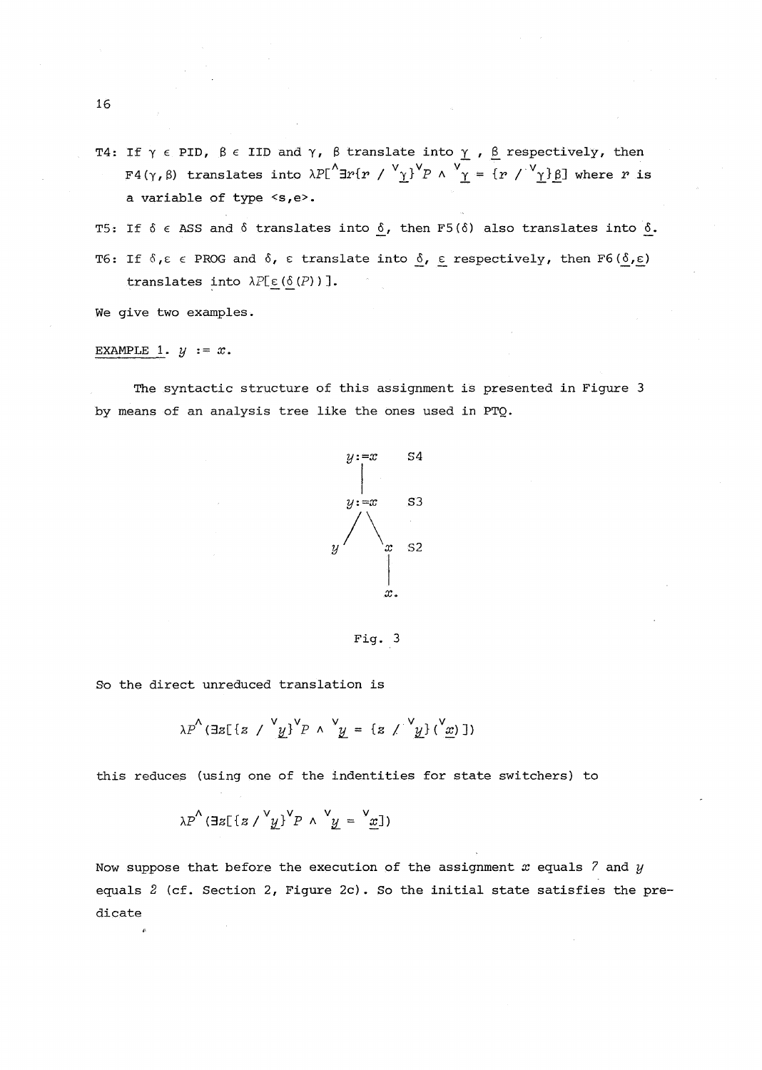T4: If $\gamma \in$ PID, $\beta \in$ IID and $\gamma$, $\beta$ translate into $\underline{\gamma}$ , $\underline{\beta}$ respectively, then $F4(\gamma,\beta)$ translates into $\lambda P[{}^{\wedge}\exists r\{r \,/\, {}^{\vee}\underline{\gamma}\}{}^{\vee}P \wedge {}^{\vee}\underline{\gamma} = \{r \,/\, {}^{\vee}\underline{\gamma}\}\underline{\beta}]$ where $r$ is a variable of type <s,e>.

T5: If $\delta \in$ ASS and $\delta$ translates into $\underline{\delta}$, then $F5(\delta)$ also translates into $\underline{\delta}$.

T6: If $\delta, \varepsilon \in$ PROG and $\delta$, $\varepsilon$ translate into $\underline{\delta}$, $\underline{\varepsilon}$ respectively, then $F6(\underline{\delta},\underline{\varepsilon})$ translates into $\lambda P[\underline{\varepsilon}(\underline{\delta}(P))]$.

We give two examples.

EXAMPLE 1. $y := x$.

The syntactic structure of this assignment is presented in Figure 3 by means of an analysis tree like the ones used in PTQ.

```
        y:=x    S4
         |
        y:=x    S3
        /  \
       y    x   S2
            |
            x.
```

Fig. 3

So the direct unreduced translation is

$$\lambda P^{\wedge}(\exists z[\{z \,/\, {}^{\vee}\underline{y}\}{}^{\vee}P \wedge {}^{\vee}\underline{y} = \{z \,/\, {}^{\vee}\underline{y}\}({}^{\vee}\underline{x})])$$

this reduces (using one of the indentities for state switchers) to

$$\lambda P^{\wedge}(\exists z[\{z \,/\, {}^{\vee}\underline{y}\}{}^{\vee}P \wedge {}^{\vee}\underline{y} = {}^{\vee}\underline{x}])$$

Now suppose that before the execution of the assignment $x$ equals $7$ and $y$ equals $2$ (cf. Section 2, Figure 2c). So the initial state satisfies the predicate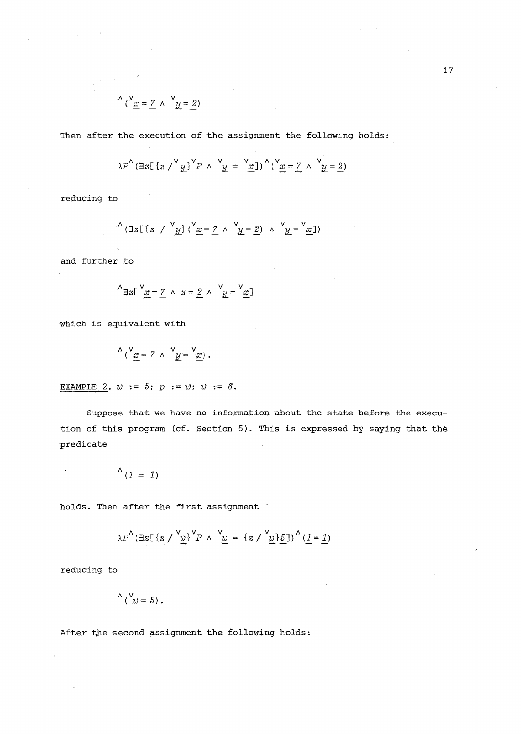$$^{\wedge}(^{\vee}\underline{x} = \underline{7} \wedge {^{\vee}\underline{y}} = \underline{2})$$

Then after the execution of the assignment the following holds:

$$\lambda P^{\wedge}(\exists z[\{z\,/\,^{\vee}\underline{y}\}^{\vee}P \wedge {^{\vee}\underline{y}} = {^{\vee}\underline{x}}])^{\wedge}(^{\vee}\underline{x} = \underline{7} \wedge {^{\vee}\underline{y}} = \underline{2})$$

reducing to

$$^{\wedge}(\exists z[\{z\,/\,^{\vee}\underline{y}\}(^{\vee}\underline{x} = \underline{7} \wedge {^{\vee}\underline{y}} = \underline{2}) \wedge {^{\vee}\underline{y}} = {^{\vee}\underline{x}}])$$

and further to

$$^{\wedge}\exists z[\,^{\vee}\underline{x} = \underline{7} \wedge z = \underline{2} \wedge {^{\vee}\underline{y}} = {^{\vee}\underline{x}}]$$

which is equivalent with

$$^{\wedge}(^{\vee}\underline{x} = 7 \wedge {^{\vee}\underline{y}} = {^{\vee}\underline{x}}).$$

<u>EXAMPLE 2</u>. *w := 5; p := w; w := 6.*

Suppose that we have no information about the state before the execution of this program (cf. Section 5). This is expressed by saying that the predicate

$$^{\wedge}(1 = 1)$$

holds. Then after the first assignment

$$\lambda P^{\wedge}(\exists z[\{z\,/\,^{\vee}\underline{w}\}^{\vee}P \wedge {^{\vee}\underline{w}} = \{z\,/\,^{\vee}\underline{w}\}\underline{5}])^{\wedge}(\underline{1} = \underline{1})$$

reducing to

$$^{\wedge}(^{\vee}\underline{w} = 5).$$

After the second assignment the following holds: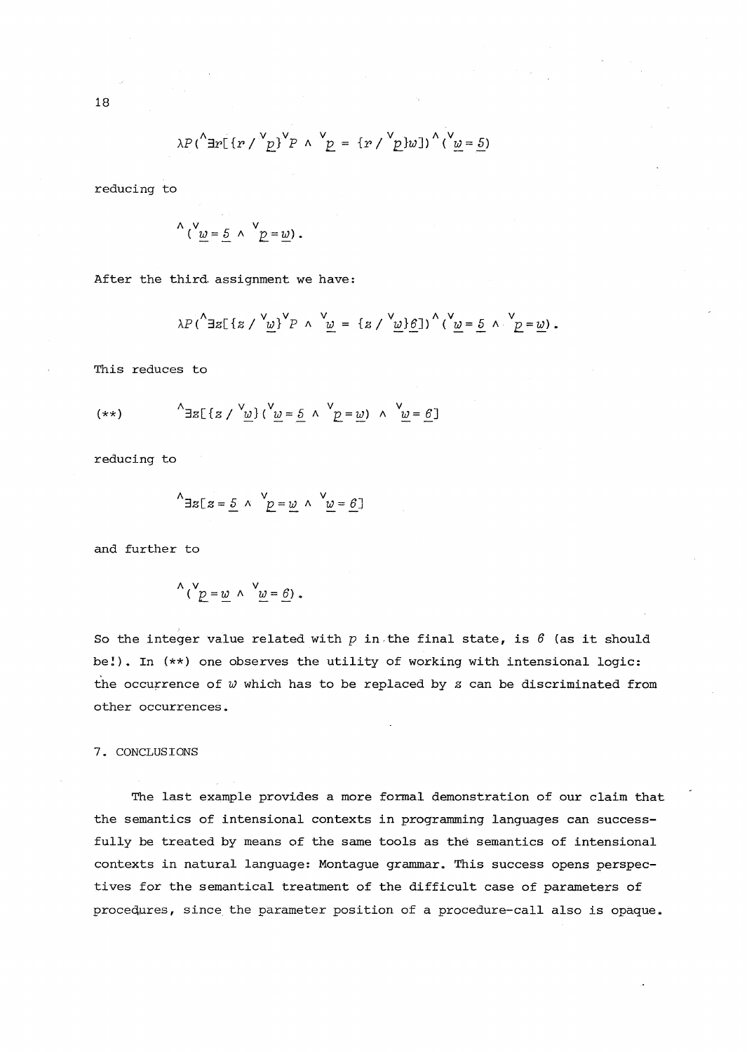$$\lambda P({}^{\wedge}\exists r[\{r\,/\,{}^{\vee}\underline{p}\}{}^{\vee}P \wedge {}^{\vee}\underline{p} = \{r\,/\,{}^{\vee}\underline{p}\}w])\,{}^{\wedge}({}^{\vee}\underline{w} = \underline{5})$$

reducing to

$${}^{\wedge}({}^{\vee}\underline{w} = \underline{5} \wedge {}^{\vee}\underline{p} = \underline{w}).$$

After the third assignment we have:

$$\lambda P({}^{\wedge}\exists z[\{z\,/\,{}^{\vee}\underline{w}\}{}^{\vee}P \wedge {}^{\vee}\underline{w} = \{z\,/\,{}^{\vee}\underline{w}\}\underline{6}])\,{}^{\wedge}({}^{\vee}\underline{w} = \underline{5} \wedge {}^{\vee}\underline{p} = \underline{w}).$$

This reduces to

$$(**) \qquad {}^{\wedge}\exists z[\{z\,/\,{}^{\vee}\underline{w}\}({}^{\vee}\underline{w} = \underline{5} \wedge {}^{\vee}\underline{p} = \underline{w}) \wedge {}^{\vee}\underline{w} = \underline{6}]$$

reducing to

$${}^{\wedge}\exists z[z = \underline{5} \wedge {}^{\vee}\underline{p} = \underline{w} \wedge {}^{\vee}\underline{w} = \underline{6}]$$

and further to

$${}^{\wedge}({}^{\vee}\underline{p} = \underline{w} \wedge {}^{\vee}\underline{w} = \underline{6}).$$

So the integer value related with $p$ in the final state, is $6$ (as it should be!). In (**) one observes the utility of working with intensional logic: the occurrence of $w$ which has to be replaced by $z$ can be discriminated from other occurrences.

## 7. CONCLUSIONS

The last example provides a more formal demonstration of our claim that the semantics of intensional contexts in programming languages can successfully be treated by means of the same tools as the semantics of intensional contexts in natural language: Montague grammar. This success opens perspectives for the semantical treatment of the difficult case of parameters of procedures, since the parameter position of a procedure-call also is opaque.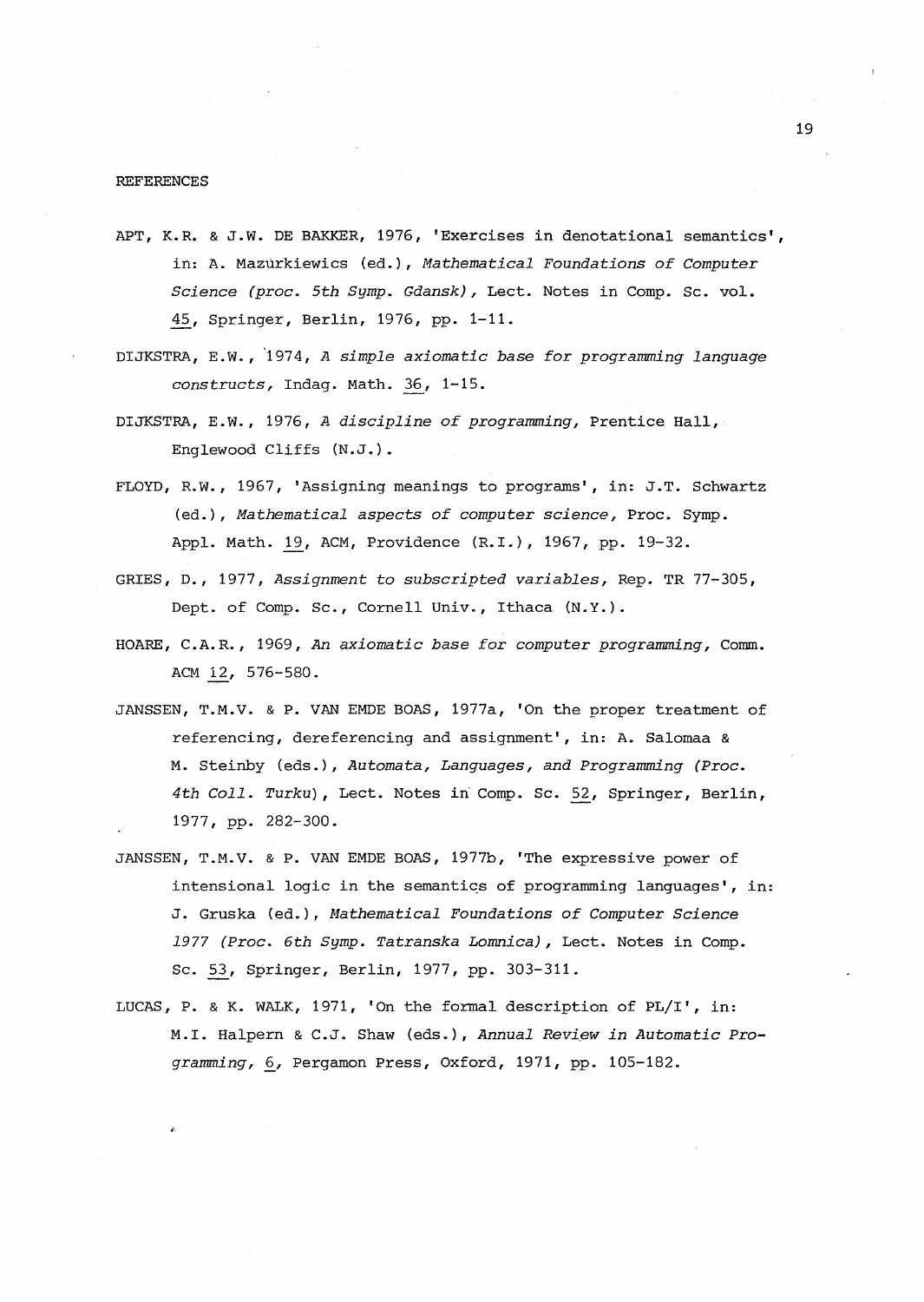## REFERENCES

APT, K.R. & J.W. DE BAKKER, 1976, 'Exercises in denotational semantics', in: A. Mazurkiewics (ed.), *Mathematical Foundations of Computer Science (proc. 5th Symp. Gdansk)*, Lect. Notes in Comp. Sc. vol. 45, Springer, Berlin, 1976, pp. 1-11.

DIJKSTRA, E.W., 1974, *A simple axiomatic base for programming language constructs*, Indag. Math. 36, 1-15.

DIJKSTRA, E.W., 1976, *A discipline of programming*, Prentice Hall, Englewood Cliffs (N.J.).

FLOYD, R.W., 1967, 'Assigning meanings to programs', in: J.T. Schwartz (ed.), *Mathematical aspects of computer science*, Proc. Symp. Appl. Math. 19, ACM, Providence (R.I.), 1967, pp. 19-32.

GRIES, D., 1977, *Assignment to subscripted variables*, Rep. TR 77-305, Dept. of Comp. Sc., Cornell Univ., Ithaca (N.Y.).

HOARE, C.A.R., 1969, *An axiomatic base for computer programming*, Comm. ACM 12, 576-580.

JANSSEN, T.M.V. & P. VAN EMDE BOAS, 1977a, 'On the proper treatment of referencing, dereferencing and assignment', in: A. Salomaa & M. Steinby (eds.), *Automata, Languages, and Programming (Proc. 4th Coll. Turku)*, Lect. Notes in Comp. Sc. 52, Springer, Berlin, 1977, pp. 282-300.

JANSSEN, T.M.V. & P. VAN EMDE BOAS, 1977b, 'The expressive power of intensional logic in the semantics of programming languages', in: J. Gruska (ed.), *Mathematical Foundations of Computer Science 1977 (Proc. 6th Symp. Tatranska Lomnica)*, Lect. Notes in Comp. Sc. 53, Springer, Berlin, 1977, pp. 303-311.

LUCAS, P. & K. WALK, 1971, 'On the formal description of PL/I', in: M.I. Halpern & C.J. Shaw (eds.), *Annual Review in Automatic Programming*, 6, Pergamon Press, Oxford, 1971, pp. 105-182.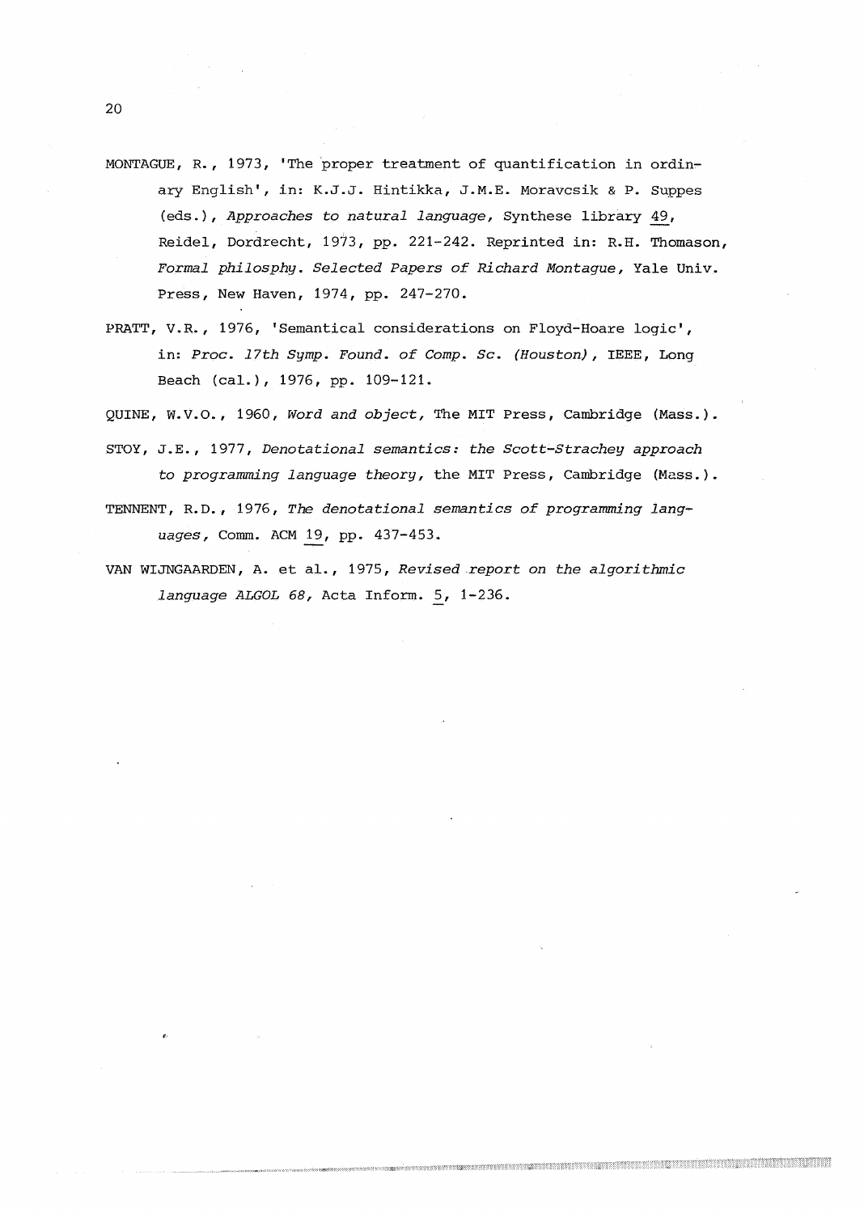MONTAGUE, R., 1973, 'The proper treatment of quantification in ordinary English', in: K.J.J. Hintikka, J.M.E. Moravcsik & P. Suppes (eds.), *Approaches to natural language,* Synthese library 49, Reidel, Dordrecht, 1973, pp. 221-242. Reprinted in: R.H. Thomason, *Formal philosphy. Selected Papers of Richard Montague,* Yale Univ. Press, New Haven, 1974, pp. 247-270.

PRATT, V.R., 1976, 'Semantical considerations on Floyd-Hoare logic', in: *Proc. 17th Symp. Found. of Comp. Sc. (Houston),* IEEE, Long Beach (cal.), 1976, pp. 109-121.

QUINE, W.V.O., 1960, *Word and object,* The MIT Press, Cambridge (Mass.).

STOY, J.E., 1977, *Denotational semantics: the Scott-Strachey approach to programming language theory,* the MIT Press, Cambridge (Mass.).

TENNENT, R.D., 1976, *The denotational semantics of programming languages,* Comm. ACM 19, pp. 437-453.

VAN WIJNGAARDEN, A. et al., 1975, *Revised report on the algorithmic language ALGOL 68,* Acta Inform. 5, 1-236.